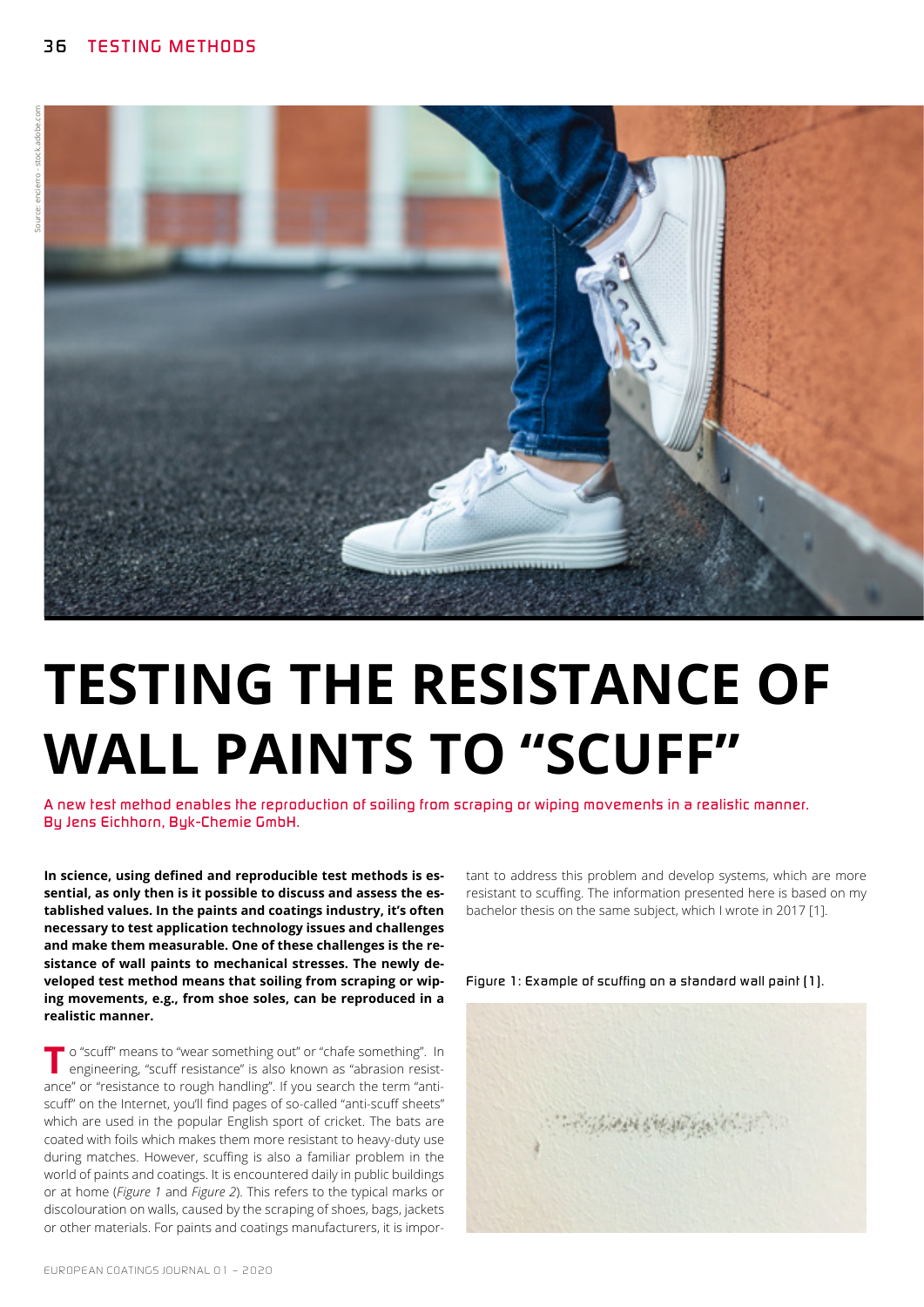# TESTING THE RESISTANCE OF WALL PAINTS TO "SCUFF"

A new test method enables the reproduction of soiling from scraping or wiping movements in a realistic manner.
By Jens Eichhorn, Byk-Chemie GmbH.

**In science, using defined and reproducible test methods is essential, as only then is it possible to discuss and assess the established values. In the paints and coatings industry, it's often necessary to test application technology issues and challenges and make them measurable. One of these challenges is the resistance of wall paints to mechanical stresses. The newly developed test method means that soiling from scraping or wiping movements, e.g., from shoe soles, can be reproduced in a realistic manner.**

To "scuff" means to "wear something out" or "chafe something". In engineering, "scuff resistance" is also known as "abrasion resistance" or "resistance to rough handling". If you search the term "anti-scuff" on the Internet, you'll find pages of so-called "anti-scuff sheets" which are used in the popular English sport of cricket. The bats are coated with foils which makes them more resistant to heavy-duty use during matches. However, scuffing is also a familiar problem in the world of paints and coatings. It is encountered daily in public buildings or at home (*Figure 1* and *Figure 2*). This refers to the typical marks or discolouration on walls, caused by the scraping of shoes, bags, jackets or other materials. For paints and coatings manufacturers, it is important to address this problem and develop systems, which are more resistant to scuffing. The information presented here is based on my bachelor thesis on the same subject, which I wrote in 2017 [1].

Figure 1: Example of scuffing on a standard wall paint [1].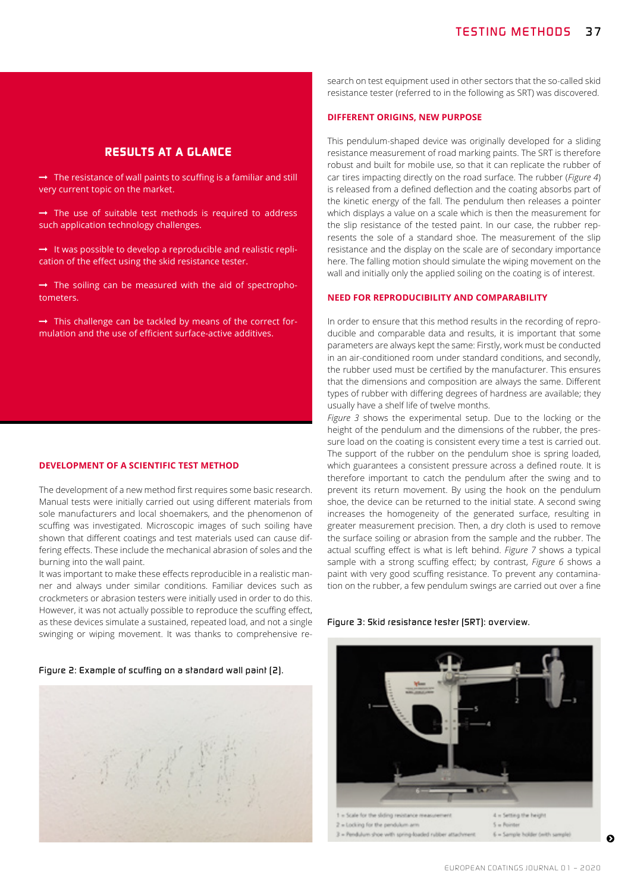## RESULTS AT A GLANCE

- → The resistance of wall paints to scuffing is a familiar and still very current topic on the market.
- → The use of suitable test methods is required to address such application technology challenges.
- → It was possible to develop a reproducible and realistic replication of the effect using the skid resistance tester.
- → The soiling can be measured with the aid of spectrophotometers.
- → This challenge can be tackled by means of the correct formulation and the use of efficient surface-active additives.

### DEVELOPMENT OF A SCIENTIFIC TEST METHOD

The development of a new method first requires some basic research. Manual tests were initially carried out using different materials from sole manufacturers and local shoemakers, and the phenomenon of scuffing was investigated. Microscopic images of such soiling have shown that different coatings and test materials used can cause differing effects. These include the mechanical abrasion of soles and the burning into the wall paint.

It was important to make these effects reproducible in a realistic manner and always under similar conditions. Familiar devices such as crockmeters or abrasion testers were initially used in order to do this. However, it was not actually possible to reproduce the scuffing effect, as these devices simulate a sustained, repeated load, and not a single swinging or wiping movement. It was thanks to comprehensive research on test equipment used in other sectors that the so-called skid resistance tester (referred to in the following as SRT) was discovered.

Figure 2: Example of scuffing on a standard wall paint (2).

### DIFFERENT ORIGINS, NEW PURPOSE

This pendulum-shaped device was originally developed for a sliding resistance measurement of road marking paints. The SRT is therefore robust and built for mobile use, so that it can replicate the rubber of car tires impacting directly on the road surface. The rubber (*Figure 4*) is released from a defined deflection and the coating absorbs part of the kinetic energy of the fall. The pendulum then releases a pointer which displays a value on a scale which is then the measurement for the slip resistance of the tested paint. In our case, the rubber represents the sole of a standard shoe. The measurement of the slip resistance and the display on the scale are of secondary importance here. The falling motion should simulate the wiping movement on the wall and initially only the applied soiling on the coating is of interest.

### NEED FOR REPRODUCIBILITY AND COMPARABILITY

In order to ensure that this method results in the recording of reproducible and comparable data and results, it is important that some parameters are always kept the same: Firstly, work must be conducted in an air-conditioned room under standard conditions, and secondly, the rubber used must be certified by the manufacturer. This ensures that the dimensions and composition are always the same. Different types of rubber with differing degrees of hardness are available; they usually have a shelf life of twelve months.

*Figure 3* shows the experimental setup. Due to the locking or the height of the pendulum and the dimensions of the rubber, the pressure load on the coating is consistent every time a test is carried out. The support of the rubber on the pendulum shoe is spring loaded, which guarantees a consistent pressure across a defined route. It is therefore important to catch the pendulum after the swing and to prevent its return movement. By using the hook on the pendulum shoe, the device can be returned to the initial state. A second swing increases the homogeneity of the generated surface, resulting in greater measurement precision. Then, a dry cloth is used to remove the surface soiling or abrasion from the sample and the rubber. The actual scuffing effect is what is left behind. *Figure 7* shows a typical sample with a strong scuffing effect; by contrast, *Figure 6* shows a paint with very good scuffing resistance. To prevent any contamination on the rubber, a few pendulum swings are carried out over a fine

Figure 3: Skid resistance tester (SRT): overview.

1 = Scale for the sliding resistance measurement
2 = Locking for the pendulum arm
3 = Pendulum shoe with spring-loaded rubber attachment
4 = Setting the height
5 = Pointer
6 = Sample holder (with sample)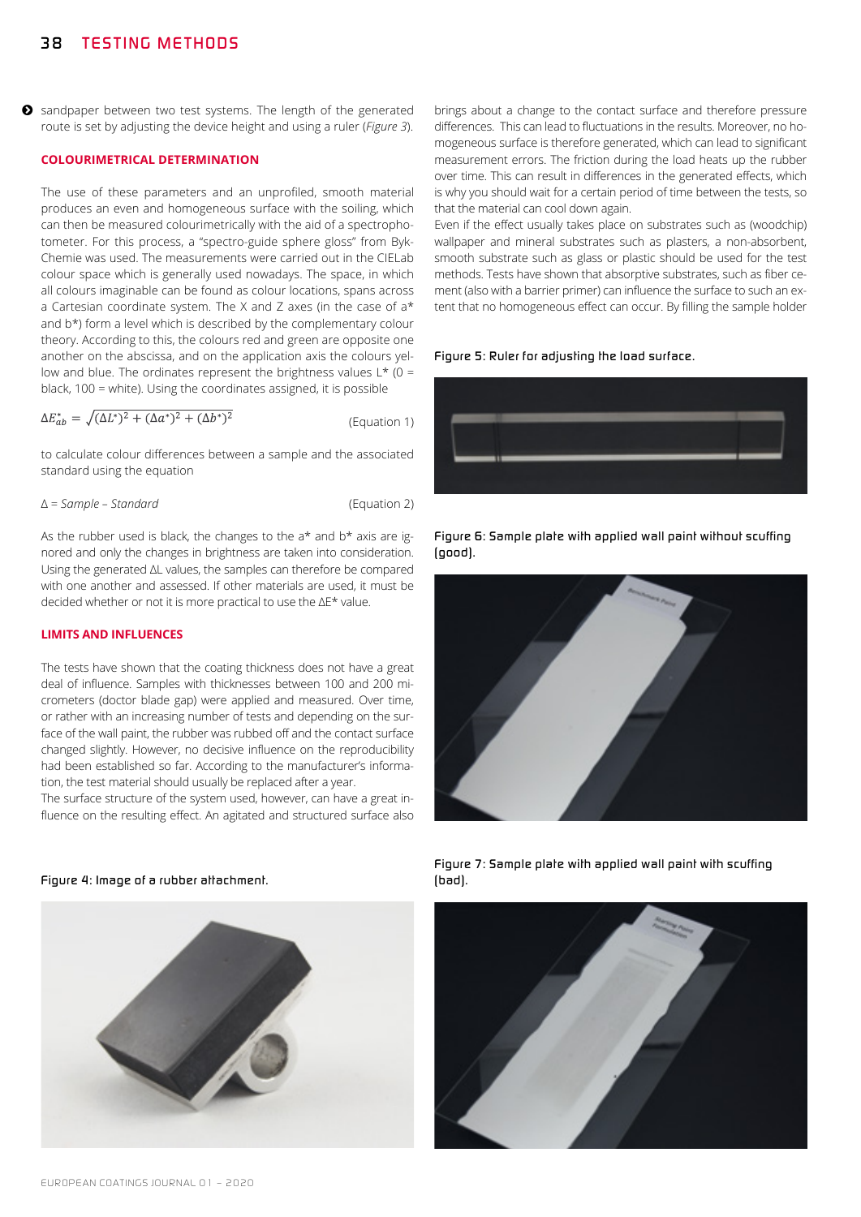sandpaper between two test systems. The length of the generated route is set by adjusting the device height and using a ruler (*Figure 3*).

### COLOURIMETRICAL DETERMINATION

The use of these parameters and an unprofiled, smooth material produces an even and homogeneous surface with the soiling, which can then be measured colourimetrically with the aid of a spectrophotometer. For this process, a "spectro-guide sphere gloss" from Byk-Chemie was used. The measurements were carried out in the CIELab colour space which is generally used nowadays. The space, in which all colours imaginable can be found as colour locations, spans across a Cartesian coordinate system. The X and Z axes (in the case of a* and b*) form a level which is described by the complementary colour theory. According to this, the colours red and green are opposite one another on the abscissa, and on the application axis the colours yellow and blue. The ordinates represent the brightness values L* (0 = black, 100 = white). Using the coordinates assigned, it is possible

$$\Delta E_{ab}^{*} = \sqrt{(\Delta L^{*})^{2} + (\Delta a^{*})^{2} + (\Delta b^{*})^{2}} \qquad \text{(Equation 1)}$$

to calculate colour differences between a sample and the associated standard using the equation

$$\Delta = \textit{Sample} - \textit{Standard} \qquad \text{(Equation 2)}$$

As the rubber used is black, the changes to the a* and b* axis are ignored and only the changes in brightness are taken into consideration. Using the generated ΔL values, the samples can therefore be compared with one another and assessed. If other materials are used, it must be decided whether or not it is more practical to use the ΔE* value.

### LIMITS AND INFLUENCES

The tests have shown that the coating thickness does not have a great deal of influence. Samples with thicknesses between 100 and 200 micrometers (doctor blade gap) were applied and measured. Over time, or rather with an increasing number of tests and depending on the surface of the wall paint, the rubber was rubbed off and the contact surface changed slightly. However, no decisive influence on the reproducibility had been established so far. According to the manufacturer's information, the test material should usually be replaced after a year.

The surface structure of the system used, however, can have a great influence on the resulting effect. An agitated and structured surface also brings about a change to the contact surface and therefore pressure differences. This can lead to fluctuations in the results. Moreover, no homogeneous surface is therefore generated, which can lead to significant measurement errors. The friction during the load heats up the rubber over time. This can result in differences in the generated effects, which is why you should wait for a certain period of time between the tests, so that the material can cool down again.

Even if the effect usually takes place on substrates such as (woodchip) wallpaper and mineral substrates such as plasters, a non-absorbent, smooth substrate such as glass or plastic should be used for the test methods. Tests have shown that absorptive substrates, such as fiber cement (also with a barrier primer) can influence the surface to such an extent that no homogeneous effect can occur. By filling the sample holder

Figure 4: Image of a rubber attachment.

Figure 5: Ruler for adjusting the load surface.

Figure 6: Sample plate with applied wall paint without scuffing (good).

Figure 7: Sample plate with applied wall paint with scuffing (bad).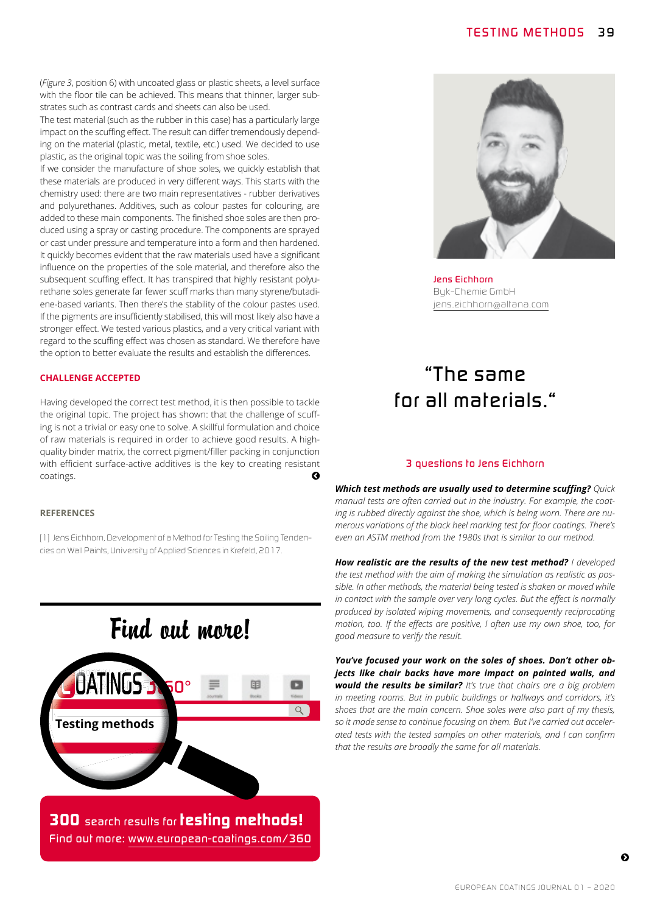(*Figure 3*, position 6) with uncoated glass or plastic sheets, a level surface with the floor tile can be achieved. This means that thinner, larger substrates such as contrast cards and sheets can also be used.
The test material (such as the rubber in this case) has a particularly large impact on the scuffing effect. The result can differ tremendously depending on the material (plastic, metal, textile, etc.) used. We decided to use plastic, as the original topic was the soiling from shoe soles.
If we consider the manufacture of shoe soles, we quickly establish that these materials are produced in very different ways. This starts with the chemistry used: there are two main representatives - rubber derivatives and polyurethanes. Additives, such as colour pastes for colouring, are added to these main components. The finished shoe soles are then produced using a spray or casting procedure. The components are sprayed or cast under pressure and temperature into a form and then hardened. It quickly becomes evident that the raw materials used have a significant influence on the properties of the sole material, and therefore also the subsequent scuffing effect. It has transpired that highly resistant polyurethane soles generate far fewer scuff marks than many styrene/butadiene-based variants. Then there's the stability of the colour pastes used. If the pigments are insufficiently stabilised, this will most likely also have a stronger effect. We tested various plastics, and a very critical variant with regard to the scuffing effect was chosen as standard. We therefore have the option to better evaluate the results and establish the differences.

## CHALLENGE ACCEPTED

Having developed the correct test method, it is then possible to tackle the original topic. The project has shown: that the challenge of scuffing is not a trivial or easy one to solve. A skillful formulation and choice of raw materials is required in order to achieve good results. A high-quality binder matrix, the correct pigment/filler packing in conjunction with efficient surface-active additives is the key to creating resistant coatings.

## REFERENCES

[1] Jens Eichhorn, Development of a Method for Testing the Soiling Tendencies on Wall Paints, University of Applied Sciences in Krefeld, 2017.

**Jens Eichhorn**
Byk-Chemie GmbH
jens.eichhorn@altana.com

# "The same for all materials."

## 3 questions to Jens Eichhorn

***Which test methods are usually used to determine scuffing?*** *Quick manual tests are often carried out in the industry. For example, the coating is rubbed directly against the shoe, which is being worn. There are numerous variations of the black heel marking test for floor coatings. There's even an ASTM method from the 1980s that is similar to our method.*

***How realistic are the results of the new test method?*** *I developed the test method with the aim of making the simulation as realistic as possible. In other methods, the material being tested is shaken or moved while in contact with the sample over very long cycles. But the effect is normally produced by isolated wiping movements, and consequently reciprocating motion, too. If the effects are positive, I often use my own shoe, too, for good measure to verify the result.*

***You've focused your work on the soles of shoes. Don't other objects like chair backs have more impact on painted walls, and would the results be similar?*** *It's true that chairs are a big problem in meeting rooms. But in public buildings or hallways and corridors, it's shoes that are the main concern. Shoe soles were also part of my thesis, so it made sense to continue focusing on them. But I've carried out accelerated tests with the tested samples on other materials, and I can confirm that the results are broadly the same for all materials.*

**Find out more!**

COATINGS 360°

Testing methods

**300** search results for **testing methods!**
Find out more: www.european-coatings.com/360